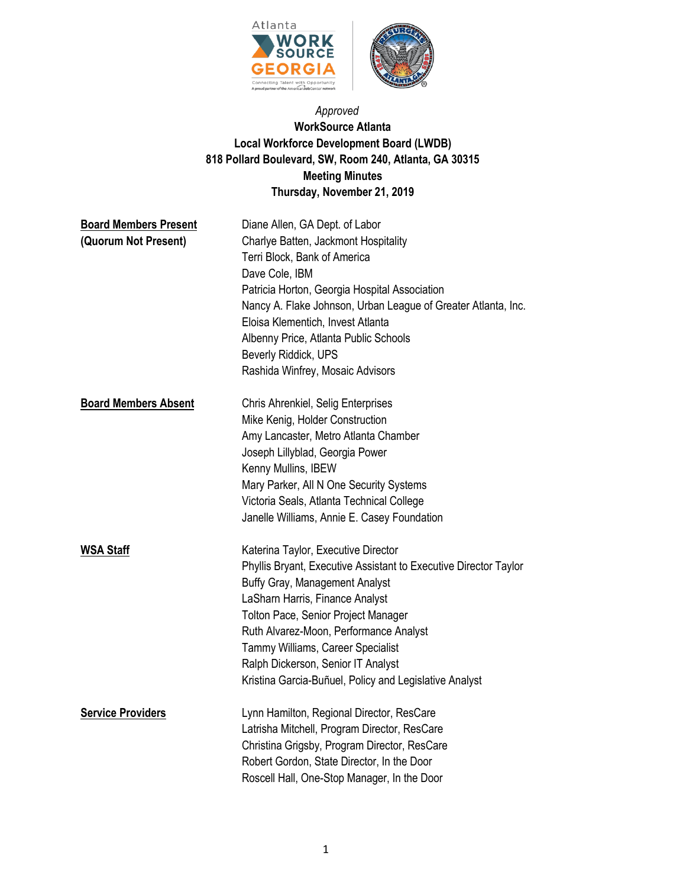*Approved*

**WorkSource Atlanta**
**Local Workforce Development Board (LWDB)**
**818 Pollard Boulevard, SW, Room 240, Atlanta, GA 30315**
**Meeting Minutes**
**Thursday, November 21, 2019**

| | |
|---|---|
| **Board Members Present (Quorum Not Present)** | Diane Allen, GA Dept. of Labor<br>Charlye Batten, Jackmont Hospitality<br>Terri Block, Bank of America<br>Dave Cole, IBM<br>Patricia Horton, Georgia Hospital Association<br>Nancy A. Flake Johnson, Urban League of Greater Atlanta, Inc.<br>Eloisa Klementich, Invest Atlanta<br>Albenny Price, Atlanta Public Schools<br>Beverly Riddick, UPS<br>Rashida Winfrey, Mosaic Advisors |
| **Board Members Absent** | Chris Ahrenkiel, Selig Enterprises<br>Mike Kenig, Holder Construction<br>Amy Lancaster, Metro Atlanta Chamber<br>Joseph Lillyblad, Georgia Power<br>Kenny Mullins, IBEW<br>Mary Parker, All N One Security Systems<br>Victoria Seals, Atlanta Technical College<br>Janelle Williams, Annie E. Casey Foundation |
| **WSA Staff** | Katerina Taylor, Executive Director<br>Phyllis Bryant, Executive Assistant to Executive Director Taylor<br>Buffy Gray, Management Analyst<br>LaSharn Harris, Finance Analyst<br>Tolton Pace, Senior Project Manager<br>Ruth Alvarez-Moon, Performance Analyst<br>Tammy Williams, Career Specialist<br>Ralph Dickerson, Senior IT Analyst<br>Kristina Garcia-Buñuel, Policy and Legislative Analyst |
| **Service Providers** | Lynn Hamilton, Regional Director, ResCare<br>Latrisha Mitchell, Program Director, ResCare<br>Christina Grigsby, Program Director, ResCare<br>Robert Gordon, State Director, In the Door<br>Roscell Hall, One-Stop Manager, In the Door |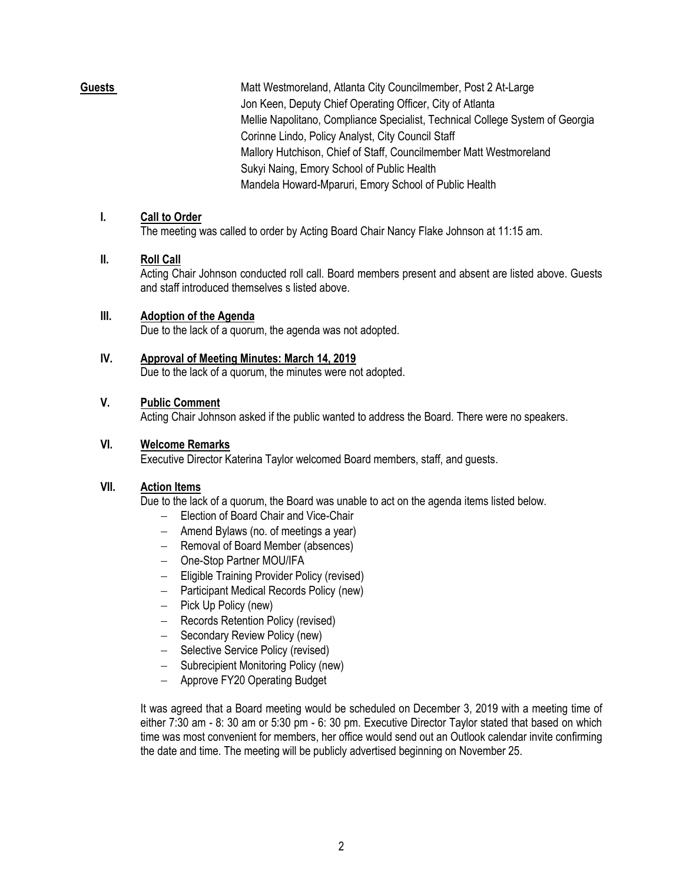**Guests**

Matt Westmoreland, Atlanta City Councilmember, Post 2 At-Large
Jon Keen, Deputy Chief Operating Officer, City of Atlanta
Mellie Napolitano, Compliance Specialist, Technical College System of Georgia
Corinne Lindo, Policy Analyst, City Council Staff
Mallory Hutchison, Chief of Staff, Councilmember Matt Westmoreland
Sukyi Naing, Emory School of Public Health
Mandela Howard-Mparuri, Emory School of Public Health

## I. Call to Order

The meeting was called to order by Acting Board Chair Nancy Flake Johnson at 11:15 am.

## II. Roll Call

Acting Chair Johnson conducted roll call. Board members present and absent are listed above. Guests and staff introduced themselves s listed above.

## III. Adoption of the Agenda

Due to the lack of a quorum, the agenda was not adopted.

## IV. Approval of Meeting Minutes: March 14, 2019

Due to the lack of a quorum, the minutes were not adopted.

## V. Public Comment

Acting Chair Johnson asked if the public wanted to address the Board. There were no speakers.

## VI. Welcome Remarks

Executive Director Katerina Taylor welcomed Board members, staff, and guests.

## VII. Action Items

Due to the lack of a quorum, the Board was unable to act on the agenda items listed below.

- Election of Board Chair and Vice-Chair
- Amend Bylaws (no. of meetings a year)
- Removal of Board Member (absences)
- One-Stop Partner MOU/IFA
- Eligible Training Provider Policy (revised)
- Participant Medical Records Policy (new)
- Pick Up Policy (new)
- Records Retention Policy (revised)
- Secondary Review Policy (new)
- Selective Service Policy (revised)
- Subrecipient Monitoring Policy (new)
- Approve FY20 Operating Budget

It was agreed that a Board meeting would be scheduled on December 3, 2019 with a meeting time of either 7:30 am - 8: 30 am or 5:30 pm - 6: 30 pm. Executive Director Taylor stated that based on which time was most convenient for members, her office would send out an Outlook calendar invite confirming the date and time. The meeting will be publicly advertised beginning on November 25.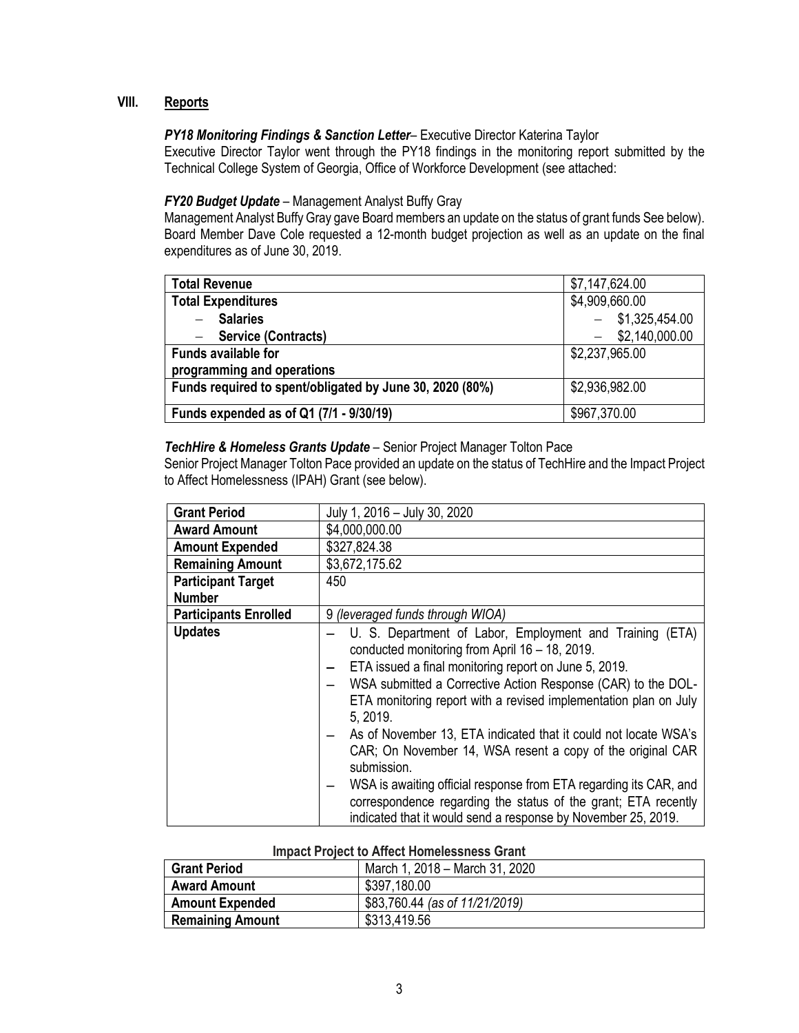## VIII. Reports

***PY18 Monitoring Findings & Sanction Letter***– Executive Director Katerina Taylor

Executive Director Taylor went through the PY18 findings in the monitoring report submitted by the Technical College System of Georgia, Office of Workforce Development (see attached:

***FY20 Budget Update*** – Management Analyst Buffy Gray

Management Analyst Buffy Gray gave Board members an update on the status of grant funds See below). Board Member Dave Cole requested a 12-month budget projection as well as an update on the final expenditures as of June 30, 2019.

| **Total Revenue** | $7,147,624.00 |
|---|---|
| **Total Expenditures** | $4,909,660.00 |
| – **Salaries** | – $1,325,454.00 |
| – **Service (Contracts)** | – $2,140,000.00 |
| **Funds available for programming and operations** | $2,237,965.00 |
| **Funds required to spent/obligated by June 30, 2020 (80%)** | $2,936,982.00 |
| **Funds expended as of Q1 (7/1 - 9/30/19)** | $967,370.00 |

***TechHire & Homeless Grants Update*** – Senior Project Manager Tolton Pace

Senior Project Manager Tolton Pace provided an update on the status of TechHire and the Impact Project to Affect Homelessness (IPAH) Grant (see below).

| **Grant Period** | July 1, 2016 – July 30, 2020 |
|---|---|
| **Award Amount** | $4,000,000.00 |
| **Amount Expended** | $327,824.38 |
| **Remaining Amount** | $3,672,175.62 |
| **Participant Target Number** | 450 |
| **Participants Enrolled** | 9 *(leveraged funds through WIOA)* |
| **Updates** | – U. S. Department of Labor, Employment and Training (ETA) conducted monitoring from April 16 – 18, 2019.<br>– ETA issued a final monitoring report on June 5, 2019.<br>– WSA submitted a Corrective Action Response (CAR) to the DOL-ETA monitoring report with a revised implementation plan on July 5, 2019.<br>– As of November 13, ETA indicated that it could not locate WSA's CAR; On November 14, WSA resent a copy of the original CAR submission.<br>– WSA is awaiting official response from ETA regarding its CAR, and correspondence regarding the status of the grant; ETA recently indicated that it would send a response by November 25, 2019. |

**Impact Project to Affect Homelessness Grant**

| **Grant Period** | March 1, 2018 – March 31, 2020 |
|---|---|
| **Award Amount** | $397,180.00 |
| **Amount Expended** | $83,760.44 *(as of 11/21/2019)* |
| **Remaining Amount** | $313,419.56 |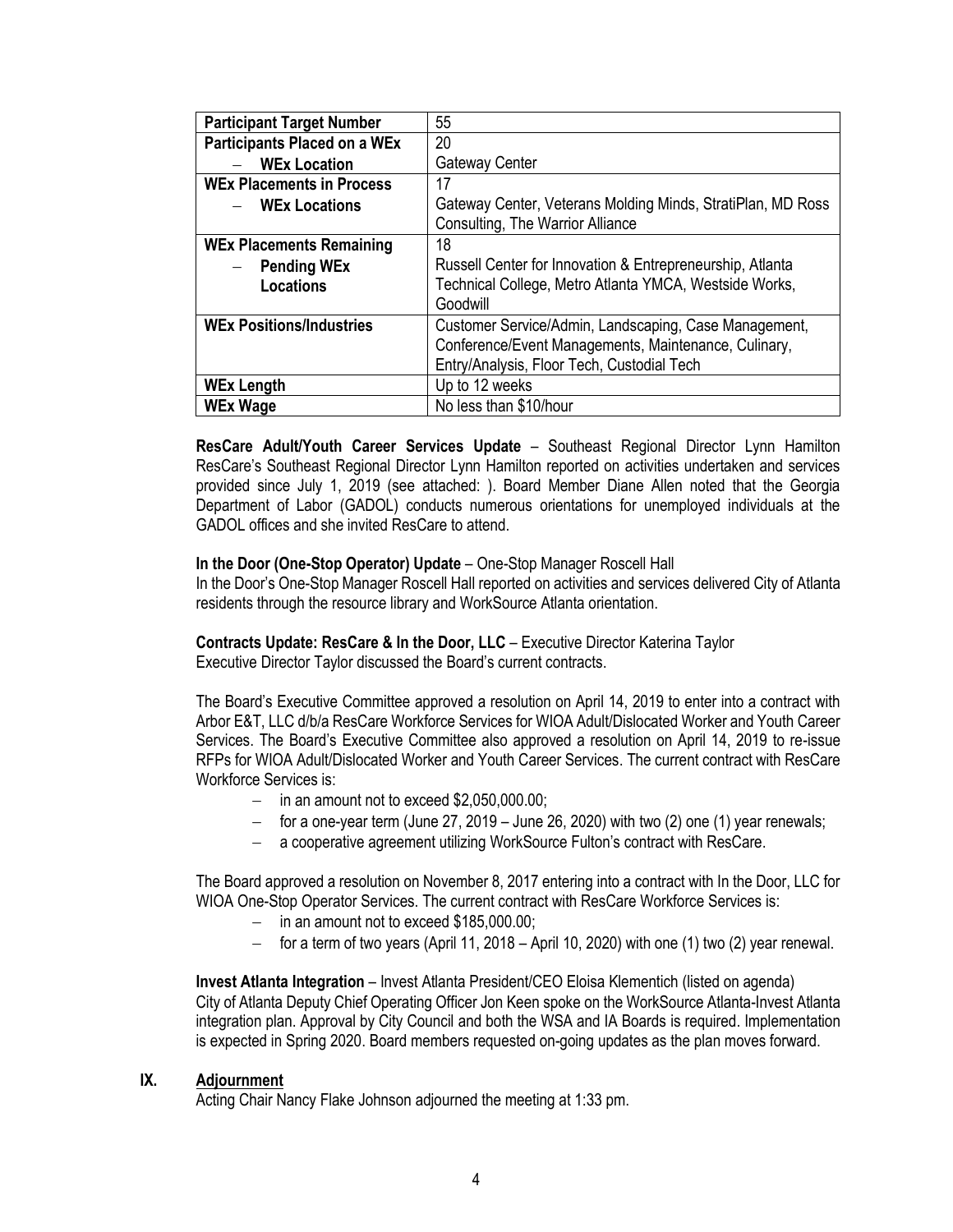| | |
|---|---|
| **Participant Target Number** | 55 |
| **Participants Placed on a WEx** | 20 |
| – **WEx Location** | Gateway Center |
| **WEx Placements in Process** | 17 |
| – **WEx Locations** | Gateway Center, Veterans Molding Minds, StratiPlan, MD Ross Consulting, The Warrior Alliance |
| **WEx Placements Remaining** | 18 |
| – **Pending WEx Locations** | Russell Center for Innovation & Entrepreneurship, Atlanta Technical College, Metro Atlanta YMCA, Westside Works, Goodwill |
| **WEx Positions/Industries** | Customer Service/Admin, Landscaping, Case Management, Conference/Event Managements, Maintenance, Culinary, Entry/Analysis, Floor Tech, Custodial Tech |
| **WEx Length** | Up to 12 weeks |
| **WEx Wage** | No less than $10/hour |

**ResCare Adult/Youth Career Services Update** – Southeast Regional Director Lynn Hamilton ResCare's Southeast Regional Director Lynn Hamilton reported on activities undertaken and services provided since July 1, 2019 (see attached: ). Board Member Diane Allen noted that the Georgia Department of Labor (GADOL) conducts numerous orientations for unemployed individuals at the GADOL offices and she invited ResCare to attend.

**In the Door (One-Stop Operator) Update** – One-Stop Manager Roscell Hall
In the Door's One-Stop Manager Roscell Hall reported on activities and services delivered City of Atlanta residents through the resource library and WorkSource Atlanta orientation.

**Contracts Update: ResCare & In the Door, LLC** – Executive Director Katerina Taylor
Executive Director Taylor discussed the Board's current contracts.

The Board's Executive Committee approved a resolution on April 14, 2019 to enter into a contract with Arbor E&T, LLC d/b/a ResCare Workforce Services for WIOA Adult/Dislocated Worker and Youth Career Services. The Board's Executive Committee also approved a resolution on April 14, 2019 to re-issue RFPs for WIOA Adult/Dislocated Worker and Youth Career Services. The current contract with ResCare Workforce Services is:

- in an amount not to exceed $2,050,000.00;
- for a one-year term (June 27, 2019 – June 26, 2020) with two (2) one (1) year renewals;
- a cooperative agreement utilizing WorkSource Fulton's contract with ResCare.

The Board approved a resolution on November 8, 2017 entering into a contract with In the Door, LLC for WIOA One-Stop Operator Services. The current contract with ResCare Workforce Services is:

- in an amount not to exceed $185,000.00;
- for a term of two years (April 11, 2018 – April 10, 2020) with one (1) two (2) year renewal.

**Invest Atlanta Integration** – Invest Atlanta President/CEO Eloisa Klementich (listed on agenda)
City of Atlanta Deputy Chief Operating Officer Jon Keen spoke on the WorkSource Atlanta-Invest Atlanta integration plan. Approval by City Council and both the WSA and IA Boards is required. Implementation is expected in Spring 2020. Board members requested on-going updates as the plan moves forward.

## IX. Adjournment

Acting Chair Nancy Flake Johnson adjourned the meeting at 1:33 pm.